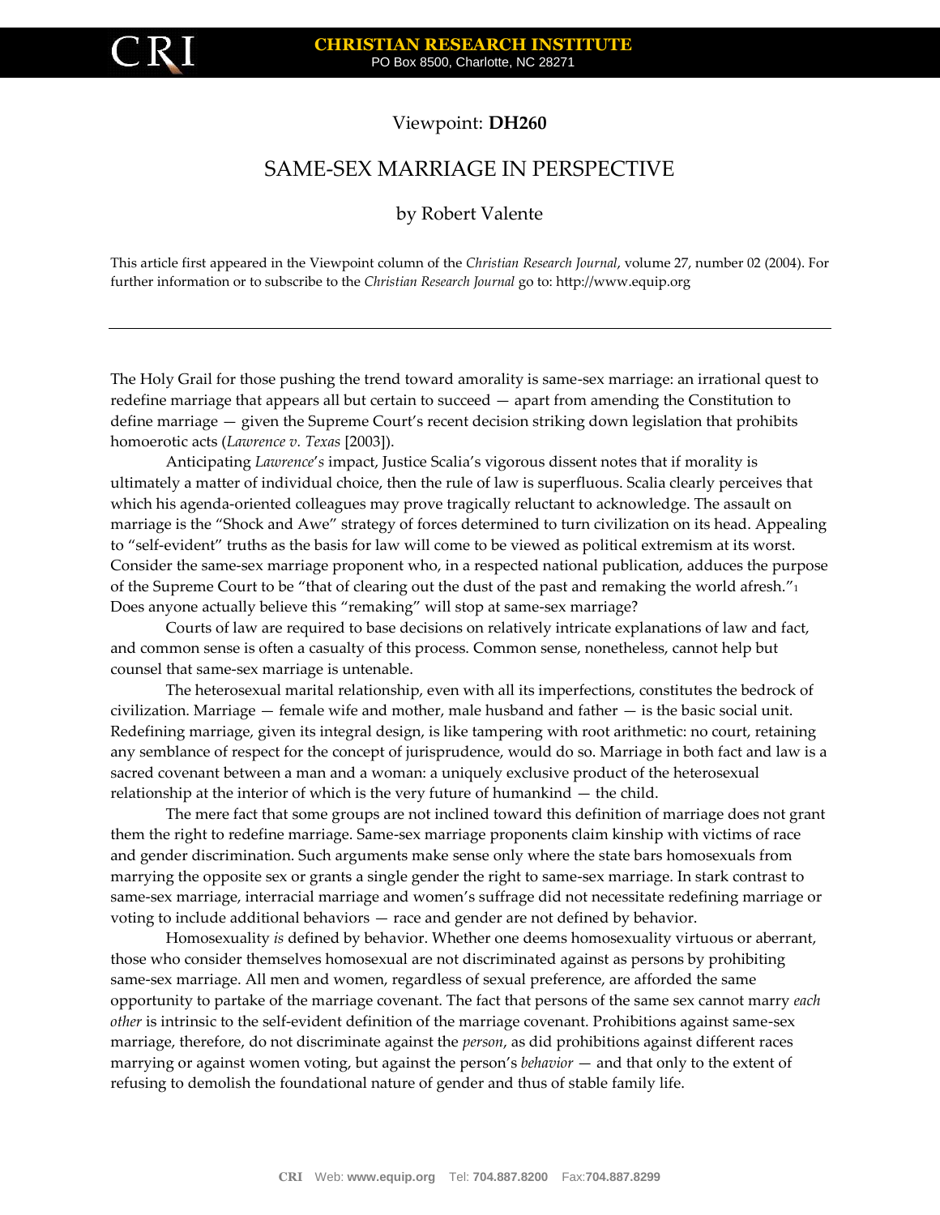Viewpoint: **DH260**

# SAME-SEX MARRIAGE IN PERSPECTIVE

by Robert Valente

This article first appeared in the Viewpoint column of the *Christian Research Journal*, volume 27, number 02 (2004). For further information or to subscribe to the *Christian Research Journal* go to: http://www.equip.org

---

The Holy Grail for those pushing the trend toward amorality is same-sex marriage: an irrational quest to redefine marriage that appears all but certain to succeed — apart from amending the Constitution to define marriage — given the Supreme Court's recent decision striking down legislation that prohibits homoerotic acts (*Lawrence v. Texas* [2003]).

Anticipating *Lawrence*'*s* impact, Justice Scalia's vigorous dissent notes that if morality is ultimately a matter of individual choice, then the rule of law is superfluous. Scalia clearly perceives that which his agenda-oriented colleagues may prove tragically reluctant to acknowledge. The assault on marriage is the "Shock and Awe" strategy of forces determined to turn civilization on its head. Appealing to "self-evident" truths as the basis for law will come to be viewed as political extremism at its worst. Consider the same-sex marriage proponent who, in a respected national publication, adduces the purpose of the Supreme Court to be "that of clearing out the dust of the past and remaking the world afresh."[1] Does anyone actually believe this "remaking" will stop at same-sex marriage?

Courts of law are required to base decisions on relatively intricate explanations of law and fact, and common sense is often a casualty of this process. Common sense, nonetheless, cannot help but counsel that same-sex marriage is untenable.

The heterosexual marital relationship, even with all its imperfections, constitutes the bedrock of civilization. Marriage — female wife and mother, male husband and father — is the basic social unit. Redefining marriage, given its integral design, is like tampering with root arithmetic: no court, retaining any semblance of respect for the concept of jurisprudence, would do so. Marriage in both fact and law is a sacred covenant between a man and a woman: a uniquely exclusive product of the heterosexual relationship at the interior of which is the very future of humankind — the child.

The mere fact that some groups are not inclined toward this definition of marriage does not grant them the right to redefine marriage. Same-sex marriage proponents claim kinship with victims of race and gender discrimination. Such arguments make sense only where the state bars homosexuals from marrying the opposite sex or grants a single gender the right to same-sex marriage. In stark contrast to same-sex marriage, interracial marriage and women's suffrage did not necessitate redefining marriage or voting to include additional behaviors — race and gender are not defined by behavior.

Homosexuality *is* defined by behavior. Whether one deems homosexuality virtuous or aberrant, those who consider themselves homosexual are not discriminated against as persons by prohibiting same-sex marriage. All men and women, regardless of sexual preference, are afforded the same opportunity to partake of the marriage covenant. The fact that persons of the same sex cannot marry *each other* is intrinsic to the self-evident definition of the marriage covenant. Prohibitions against same-sex marriage, therefore, do not discriminate against the *person*, as did prohibitions against different races marrying or against women voting, but against the person's *behavior* — and that only to the extent of refusing to demolish the foundational nature of gender and thus of stable family life.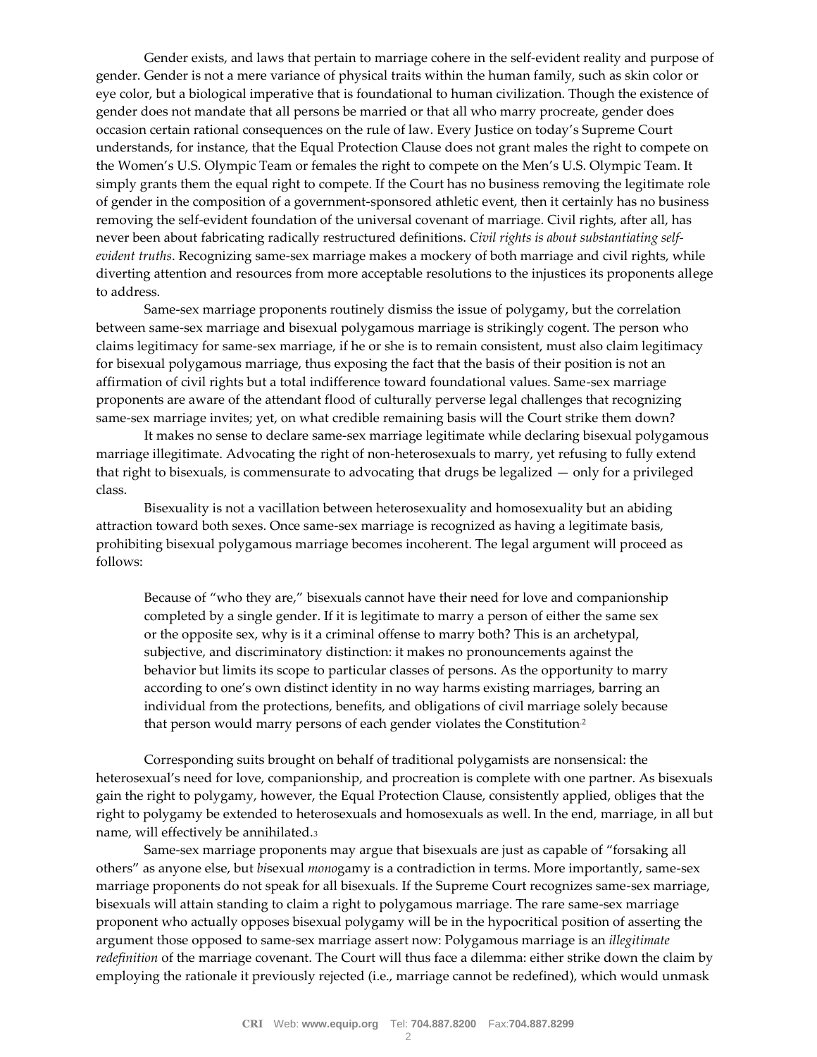Gender exists, and laws that pertain to marriage cohere in the self-evident reality and purpose of gender. Gender is not a mere variance of physical traits within the human family, such as skin color or eye color, but a biological imperative that is foundational to human civilization. Though the existence of gender does not mandate that all persons be married or that all who marry procreate, gender does occasion certain rational consequences on the rule of law. Every Justice on today's Supreme Court understands, for instance, that the Equal Protection Clause does not grant males the right to compete on the Women's U.S. Olympic Team or females the right to compete on the Men's U.S. Olympic Team. It simply grants them the equal right to compete. If the Court has no business removing the legitimate role of gender in the composition of a government-sponsored athletic event, then it certainly has no business removing the self-evident foundation of the universal covenant of marriage. Civil rights, after all, has never been about fabricating radically restructured definitions. *Civil rights is about substantiating self-evident truths*. Recognizing same-sex marriage makes a mockery of both marriage and civil rights, while diverting attention and resources from more acceptable resolutions to the injustices its proponents allege to address.

Same-sex marriage proponents routinely dismiss the issue of polygamy, but the correlation between same-sex marriage and bisexual polygamous marriage is strikingly cogent. The person who claims legitimacy for same-sex marriage, if he or she is to remain consistent, must also claim legitimacy for bisexual polygamous marriage, thus exposing the fact that the basis of their position is not an affirmation of civil rights but a total indifference toward foundational values. Same-sex marriage proponents are aware of the attendant flood of culturally perverse legal challenges that recognizing same-sex marriage invites; yet, on what credible remaining basis will the Court strike them down?

It makes no sense to declare same-sex marriage legitimate while declaring bisexual polygamous marriage illegitimate. Advocating the right of non-heterosexuals to marry, yet refusing to fully extend that right to bisexuals, is commensurate to advocating that drugs be legalized — only for a privileged class.

Bisexuality is not a vacillation between heterosexuality and homosexuality but an abiding attraction toward both sexes. Once same-sex marriage is recognized as having a legitimate basis, prohibiting bisexual polygamous marriage becomes incoherent. The legal argument will proceed as follows:

> Because of "who they are," bisexuals cannot have their need for love and companionship completed by a single gender. If it is legitimate to marry a person of either the same sex or the opposite sex, why is it a criminal offense to marry both? This is an archetypal, subjective, and discriminatory distinction: it makes no pronouncements against the behavior but limits its scope to particular classes of persons. As the opportunity to marry according to one's own distinct identity in no way harms existing marriages, barring an individual from the protections, benefits, and obligations of civil marriage solely because that person would marry persons of each gender violates the Constitution.[2]

Corresponding suits brought on behalf of traditional polygamists are nonsensical: the heterosexual's need for love, companionship, and procreation is complete with one partner. As bisexuals gain the right to polygamy, however, the Equal Protection Clause, consistently applied, obliges that the right to polygamy be extended to heterosexuals and homosexuals as well. In the end, marriage, in all but name, will effectively be annihilated.[3]

Same-sex marriage proponents may argue that bisexuals are just as capable of "forsaking all others" as anyone else, but *bi*sexual *mono*gamy is a contradiction in terms. More importantly, same-sex marriage proponents do not speak for all bisexuals. If the Supreme Court recognizes same-sex marriage, bisexuals will attain standing to claim a right to polygamous marriage. The rare same-sex marriage proponent who actually opposes bisexual polygamy will be in the hypocritical position of asserting the argument those opposed to same-sex marriage assert now: Polygamous marriage is an *illegitimate redefinition* of the marriage covenant. The Court will thus face a dilemma: either strike down the claim by employing the rationale it previously rejected (i.e., marriage cannot be redefined), which would unmask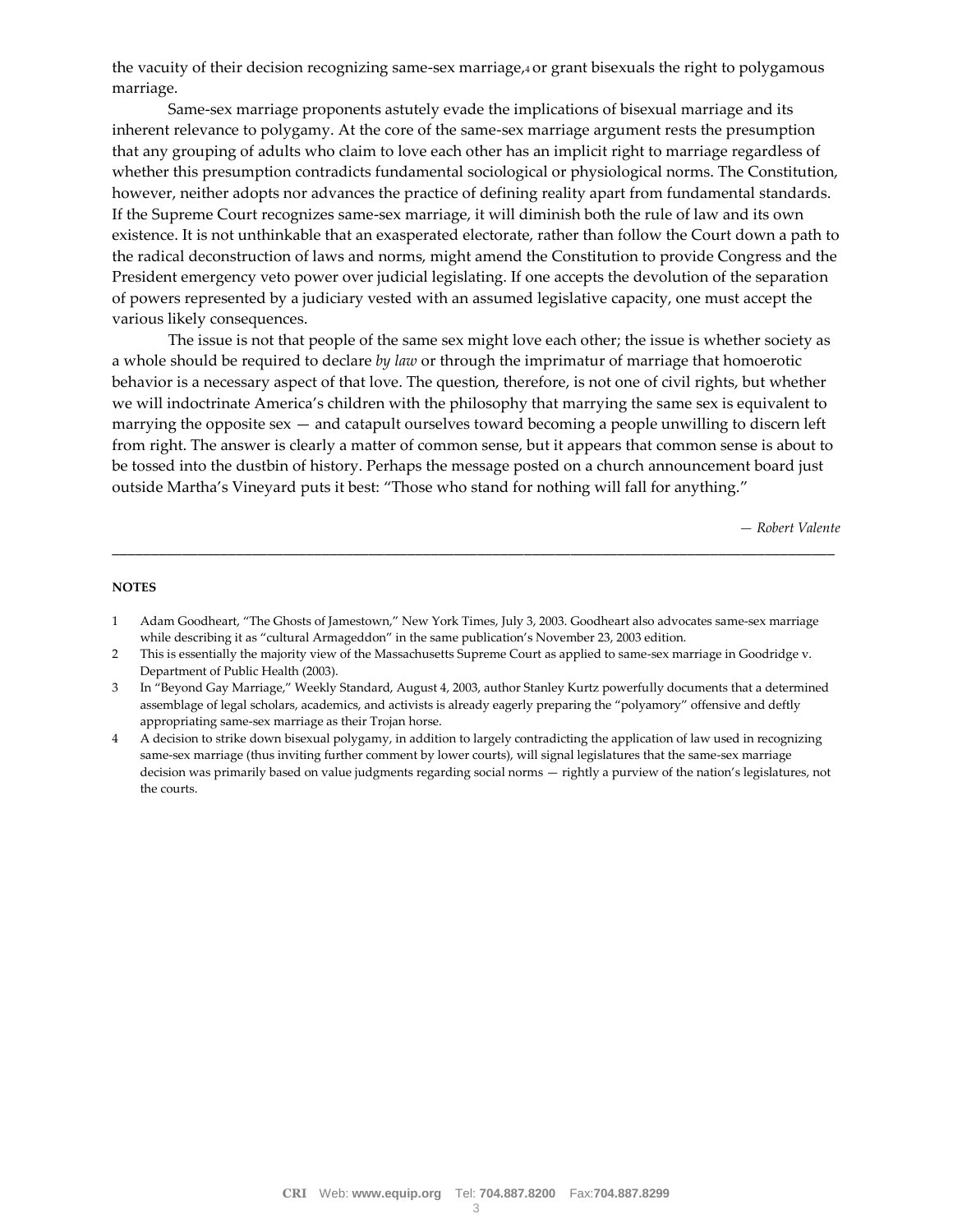the vacuity of their decision recognizing same-sex marriage,[4] or grant bisexuals the right to polygamous marriage.

Same-sex marriage proponents astutely evade the implications of bisexual marriage and its inherent relevance to polygamy. At the core of the same-sex marriage argument rests the presumption that any grouping of adults who claim to love each other has an implicit right to marriage regardless of whether this presumption contradicts fundamental sociological or physiological norms. The Constitution, however, neither adopts nor advances the practice of defining reality apart from fundamental standards. If the Supreme Court recognizes same-sex marriage, it will diminish both the rule of law and its own existence. It is not unthinkable that an exasperated electorate, rather than follow the Court down a path to the radical deconstruction of laws and norms, might amend the Constitution to provide Congress and the President emergency veto power over judicial legislating. If one accepts the devolution of the separation of powers represented by a judiciary vested with an assumed legislative capacity, one must accept the various likely consequences.

The issue is not that people of the same sex might love each other; the issue is whether society as a whole should be required to declare *by law* or through the imprimatur of marriage that homoerotic behavior is a necessary aspect of that love. The question, therefore, is not one of civil rights, but whether we will indoctrinate America's children with the philosophy that marrying the same sex is equivalent to marrying the opposite sex — and catapult ourselves toward becoming a people unwilling to discern left from right. The answer is clearly a matter of common sense, but it appears that common sense is about to be tossed into the dustbin of history. Perhaps the message posted on a church announcement board just outside Martha's Vineyard puts it best: "Those who stand for nothing will fall for anything."

*— Robert Valente*

---

**NOTES**

1. Adam Goodheart, "The Ghosts of Jamestown," New York Times, July 3, 2003. Goodheart also advocates same-sex marriage while describing it as "cultural Armageddon" in the same publication's November 23, 2003 edition.
2. This is essentially the majority view of the Massachusetts Supreme Court as applied to same-sex marriage in Goodridge v. Department of Public Health (2003).
3. In "Beyond Gay Marriage," Weekly Standard, August 4, 2003, author Stanley Kurtz powerfully documents that a determined assemblage of legal scholars, academics, and activists is already eagerly preparing the "polyamory" offensive and deftly appropriating same-sex marriage as their Trojan horse.
4. A decision to strike down bisexual polygamy, in addition to largely contradicting the application of law used in recognizing same-sex marriage (thus inviting further comment by lower courts), will signal legislatures that the same-sex marriage decision was primarily based on value judgments regarding social norms — rightly a purview of the nation's legislatures, not the courts.

**CRI** Web: **www.equip.org** Tel: **704.887.8200** Fax:**704.887.8299**